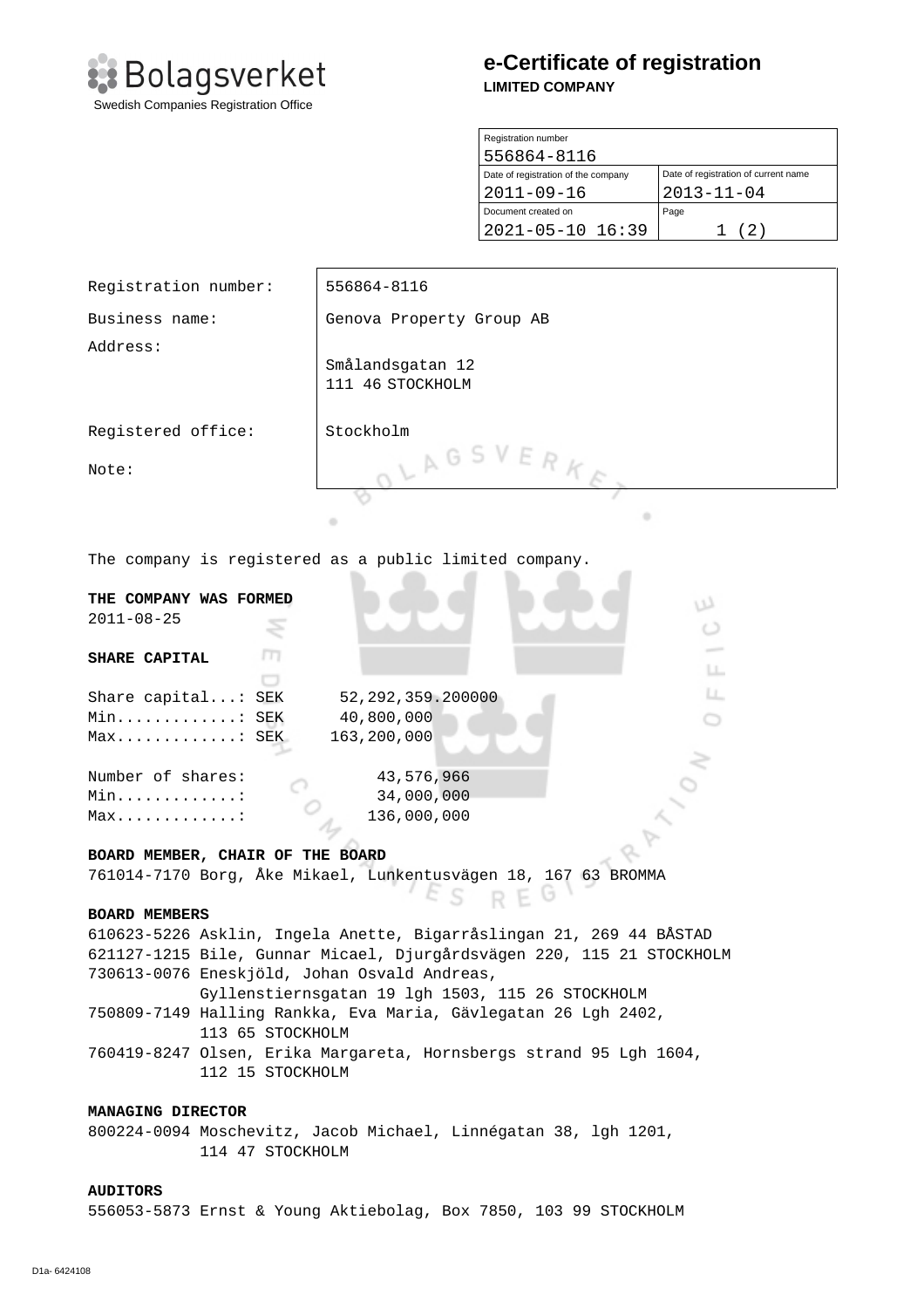Bolagsverket

Swedish Companies Registration Office

# e-Certificate of registration

**LIMITED COMPANY**

| Registration number | |
|---|---|
| 556864-8116 | |
| Date of registration of the company | Date of registration of current name |
| 2011-09-16 | 2013-11-04 |
| Document created on | Page |
| 2021-05-10 16:39 | 1 (2) |

| | |
|---|---|
| Registration number: | 556864-8116 |
| Business name: | Genova Property Group AB |
| Address: | Smålandsgatan 12<br>111 46 STOCKHOLM |
| Registered office: | Stockholm |
| Note: | |

The company is registered as a public limited company.

**THE COMPANY WAS FORMED**

2011-08-25

**SHARE CAPITAL**

```
Share capital...: SEK      52,292,359.200000
Min.............: SEK      40,800,000
Max.............: SEK     163,200,000

Number of shares:             43,576,966
Min.............:             34,000,000
Max.............:            136,000,000
```

**BOARD MEMBER, CHAIR OF THE BOARD**

761014-7170 Borg, Åke Mikael, Lunkentusvägen 18, 167 63 BROMMA

**BOARD MEMBERS**

610623-5226 Asklin, Ingela Anette, Bigarråslingan 21, 269 44 BÅSTAD
621127-1215 Bile, Gunnar Micael, Djurgårdsvägen 220, 115 21 STOCKHOLM
730613-0076 Eneskjöld, Johan Osvald Andreas, Gyllenstiernsgatan 19 lgh 1503, 115 26 STOCKHOLM
750809-7149 Halling Rankka, Eva Maria, Gävlegatan 26 Lgh 2402, 113 65 STOCKHOLM
760419-8247 Olsen, Erika Margareta, Hornsbergs strand 95 Lgh 1604, 112 15 STOCKHOLM

**MANAGING DIRECTOR**

800224-0094 Moschevitz, Jacob Michael, Linnégatan 38, lgh 1201, 114 47 STOCKHOLM

**AUDITORS**

556053-5873 Ernst & Young Aktiebolag, Box 7850, 103 99 STOCKHOLM

D1a- 6424108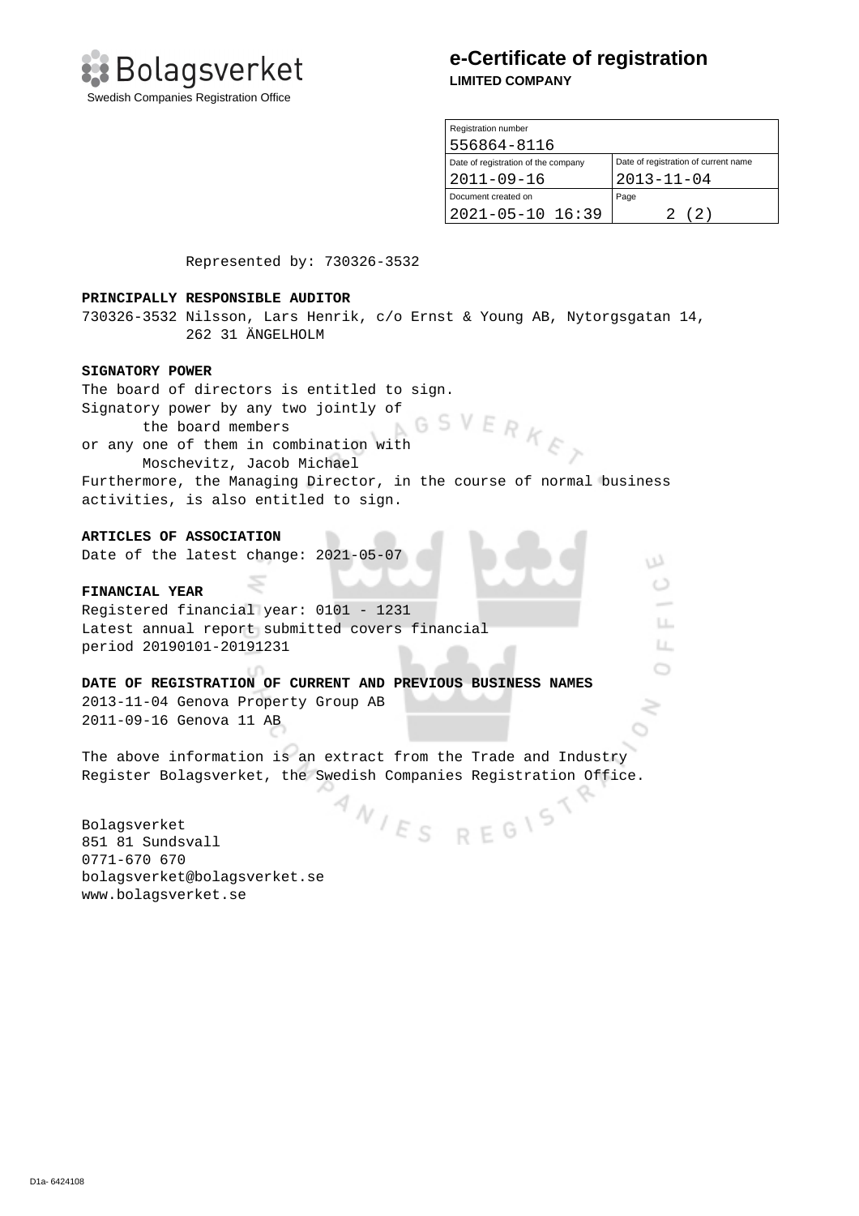**Bolagsverket**
Swedish Companies Registration Office

# e-Certificate of registration

**LIMITED COMPANY**

| Registration number | |
|---|---|
| 556864-8116 | |
| Date of registration of the company | Date of registration of current name |
| 2011-09-16 | 2013-11-04 |
| Document created on | Page |
| 2021-05-10 16:39 | 2 (2) |

Represented by: 730326-3532

**PRINCIPALLY RESPONSIBLE AUDITOR**

730326-3532 Nilsson, Lars Henrik, c/o Ernst & Young AB, Nytorgsgatan 14, 262 31 ÄNGELHOLM

**SIGNATORY POWER**

The board of directors is entitled to sign.
Signatory power by any two jointly of
the board members
or any one of them in combination with
Moschevitz, Jacob Michael
Furthermore, the Managing Director, in the course of normal business activities, is also entitled to sign.

**ARTICLES OF ASSOCIATION**

Date of the latest change: 2021-05-07

**FINANCIAL YEAR**

Registered financial year: 0101 - 1231
Latest annual report submitted covers financial period 20190101-20191231

**DATE OF REGISTRATION OF CURRENT AND PREVIOUS BUSINESS NAMES**

2013-11-04 Genova Property Group AB
2011-09-16 Genova 11 AB

The above information is an extract from the Trade and Industry Register Bolagsverket, the Swedish Companies Registration Office.

Bolagsverket
851 81 Sundsvall
0771-670 670
bolagsverket@bolagsverket.se
www.bolagsverket.se

D1a- 6424108